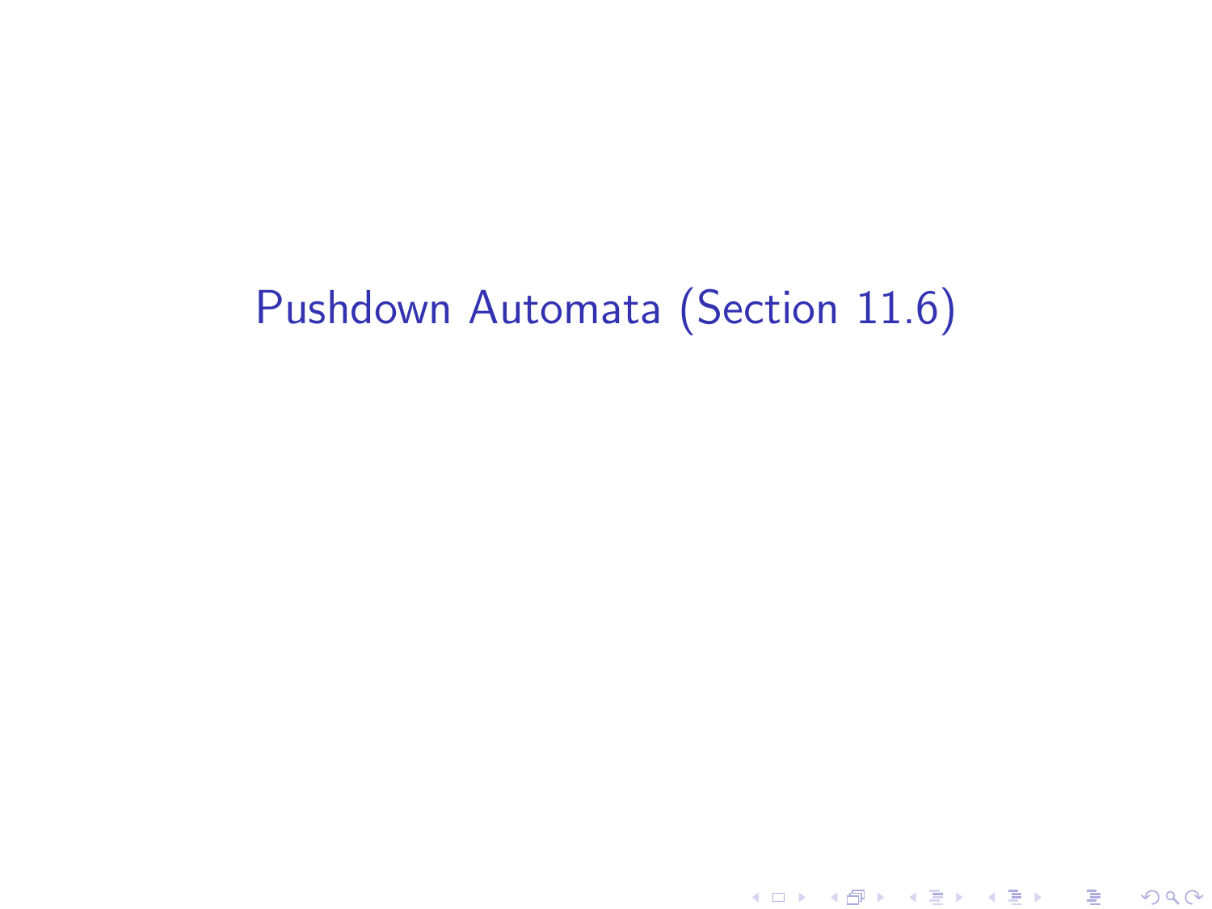# Pushdown Automata (Section 11.6)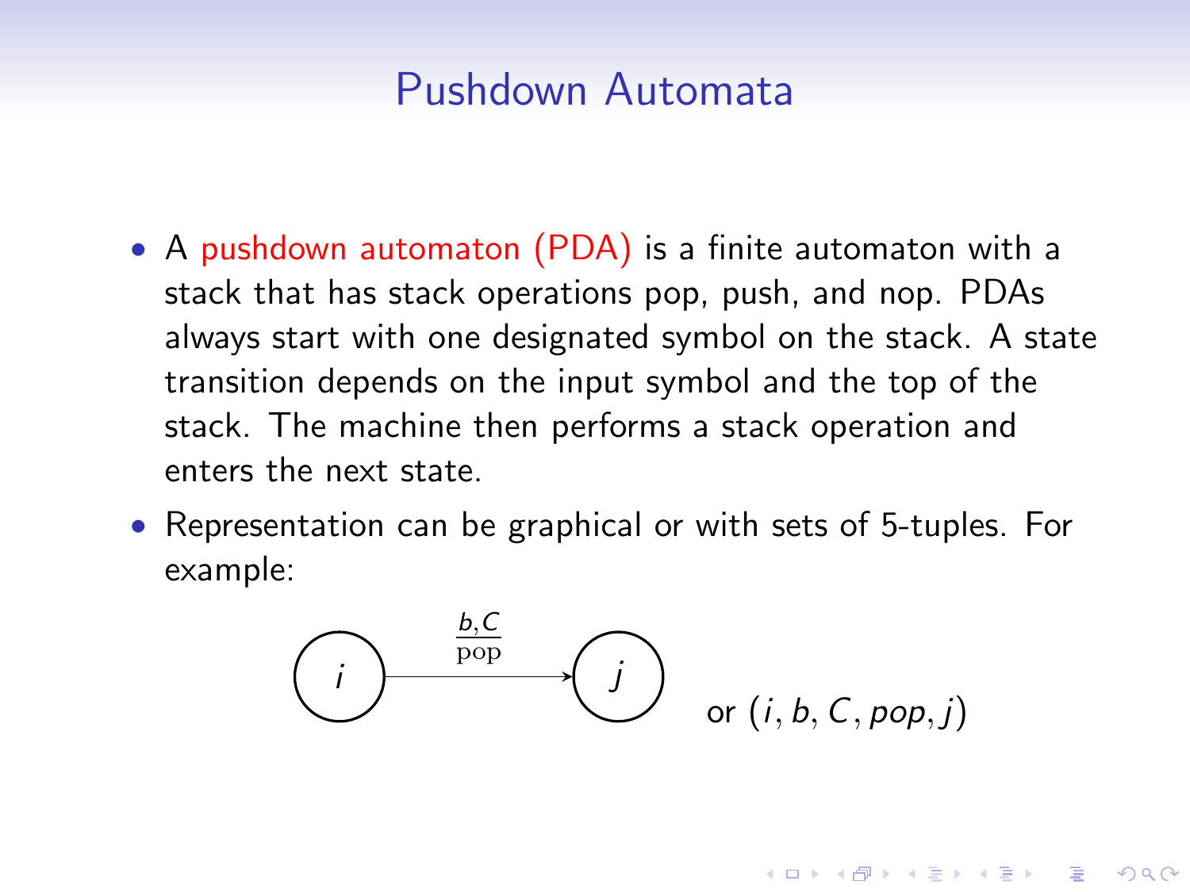# Pushdown Automata

- A pushdown automaton (PDA) is a finite automaton with a stack that has stack operations pop, push, and nop. PDAs always start with one designated symbol on the stack. A state transition depends on the input symbol and the top of the stack. The machine then performs a stack operation and enters the next state.
- Representation can be graphical or with sets of 5-tuples. For example:

$$i \xrightarrow{\frac{b,C}{\text{pop}}} j \quad \text{or } (i, b, C, pop, j)$$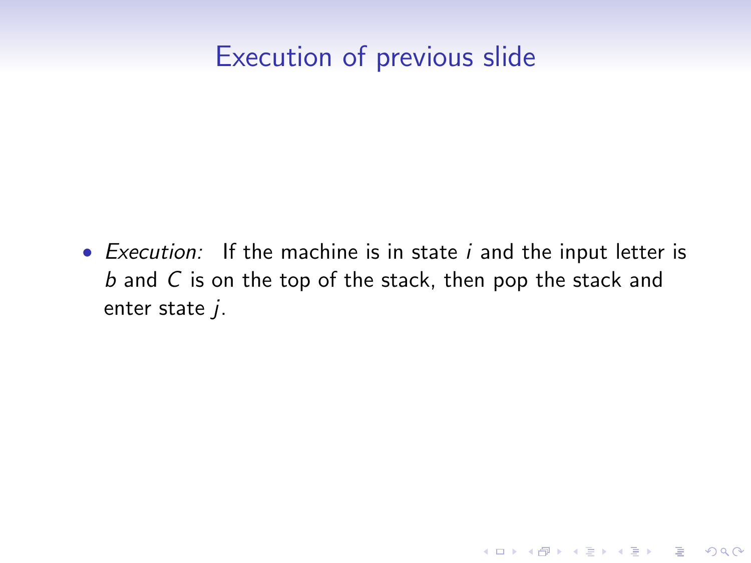# Execution of previous slide

- *Execution:* If the machine is in state $i$ and the input letter is $b$ and $C$ is on the top of the stack, then pop the stack and enter state $j$.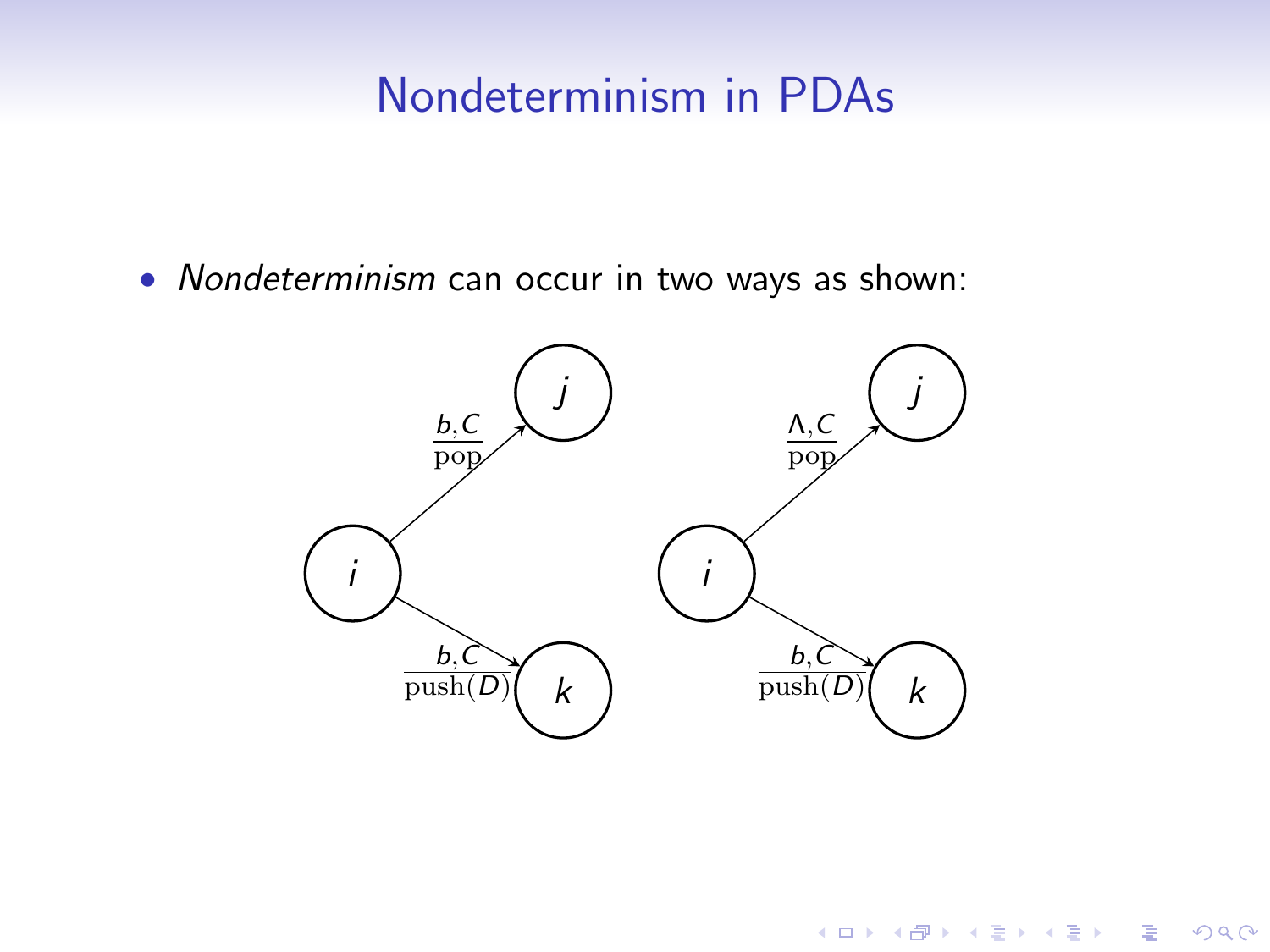# Nondeterminism in PDAs

- *Nondeterminism* can occur in two ways as shown: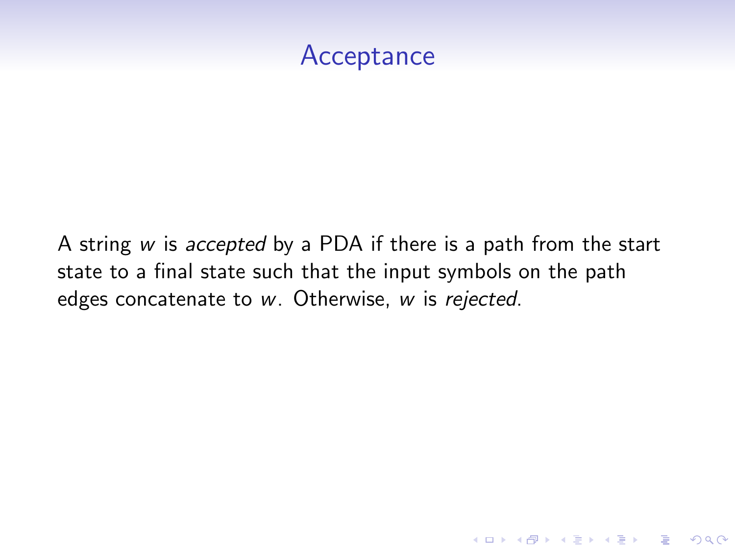# Acceptance

A string $w$ is *accepted* by a PDA if there is a path from the start state to a final state such that the input symbols on the path edges concatenate to $w$. Otherwise, $w$ is *rejected*.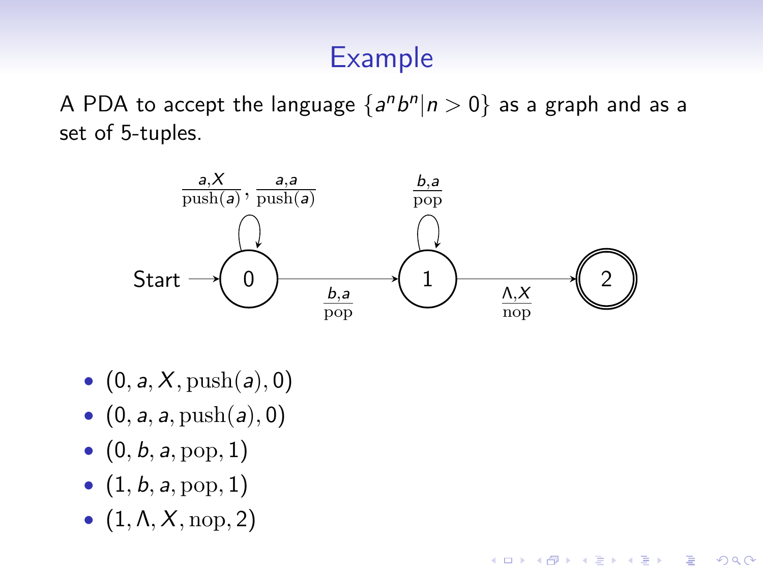# Example

A PDA to accept the language $\{a^n b^n | n > 0\}$ as a graph and as a set of 5-tuples.

- $(0, a, X, \text{push}(a), 0)$
- $(0, a, a, \text{push}(a), 0)$
- $(0, b, a, \text{pop}, 1)$
- $(1, b, a, \text{pop}, 1)$
- $(1, \Lambda, X, \text{nop}, 2)$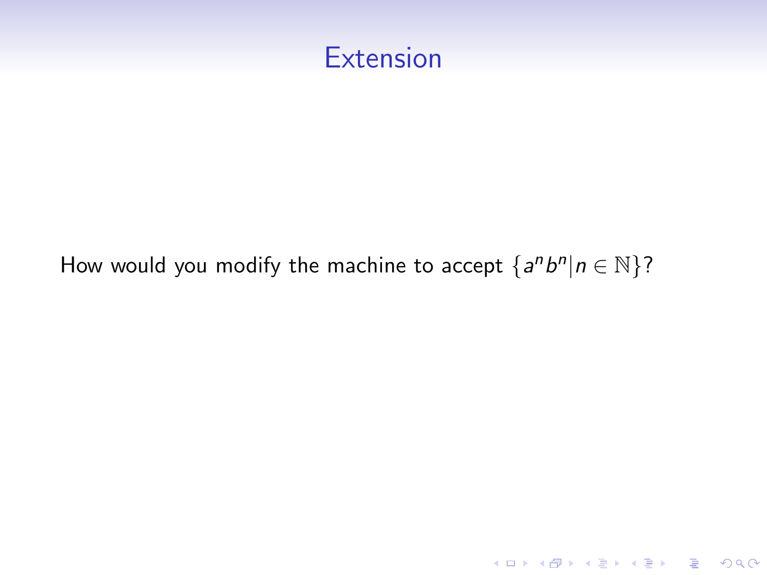# Extension

How would you modify the machine to accept $\{a^n b^n | n \in \mathbb{N}\}$?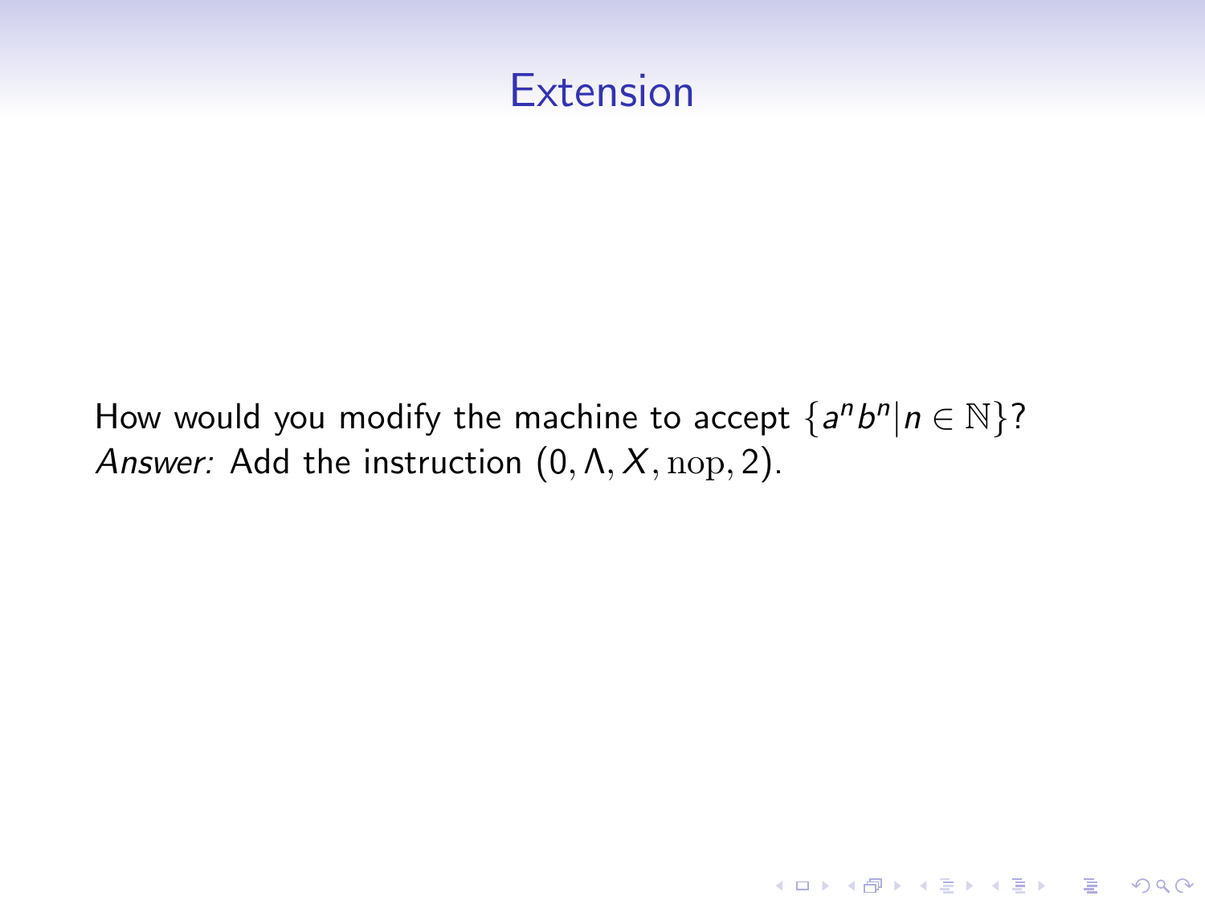# Extension

How would you modify the machine to accept $\{a^n b^n | n \in \mathbb{N}\}$?
*Answer:* Add the instruction $(0, \Lambda, X, \mathrm{nop}, 2)$.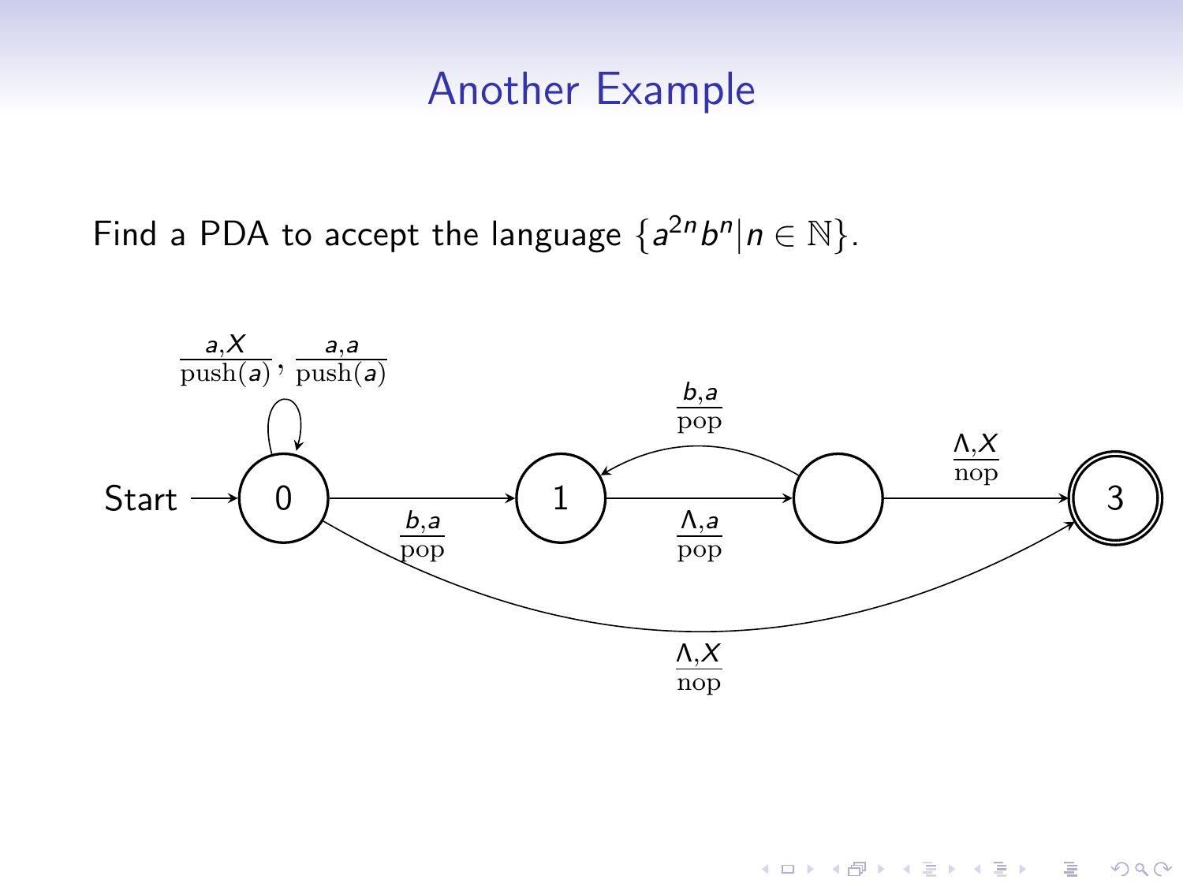# Another Example

Find a PDA to accept the language $\{a^{2n}b^n | n \in \mathbb{N}\}$.

Start → 0

0 → 0: $\frac{a,X}{\text{push}(a)}$, $\frac{a,a}{\text{push}(a)}$

0 → 1: $\frac{b,a}{\text{pop}}$

1 → (unlabeled state): $\frac{\Lambda,a}{\text{pop}}$

(unlabeled state) → 1: $\frac{b,a}{\text{pop}}$

(unlabeled state) → 3: $\frac{\Lambda,X}{\text{nop}}$

0 → 3: $\frac{\Lambda,X}{\text{nop}}$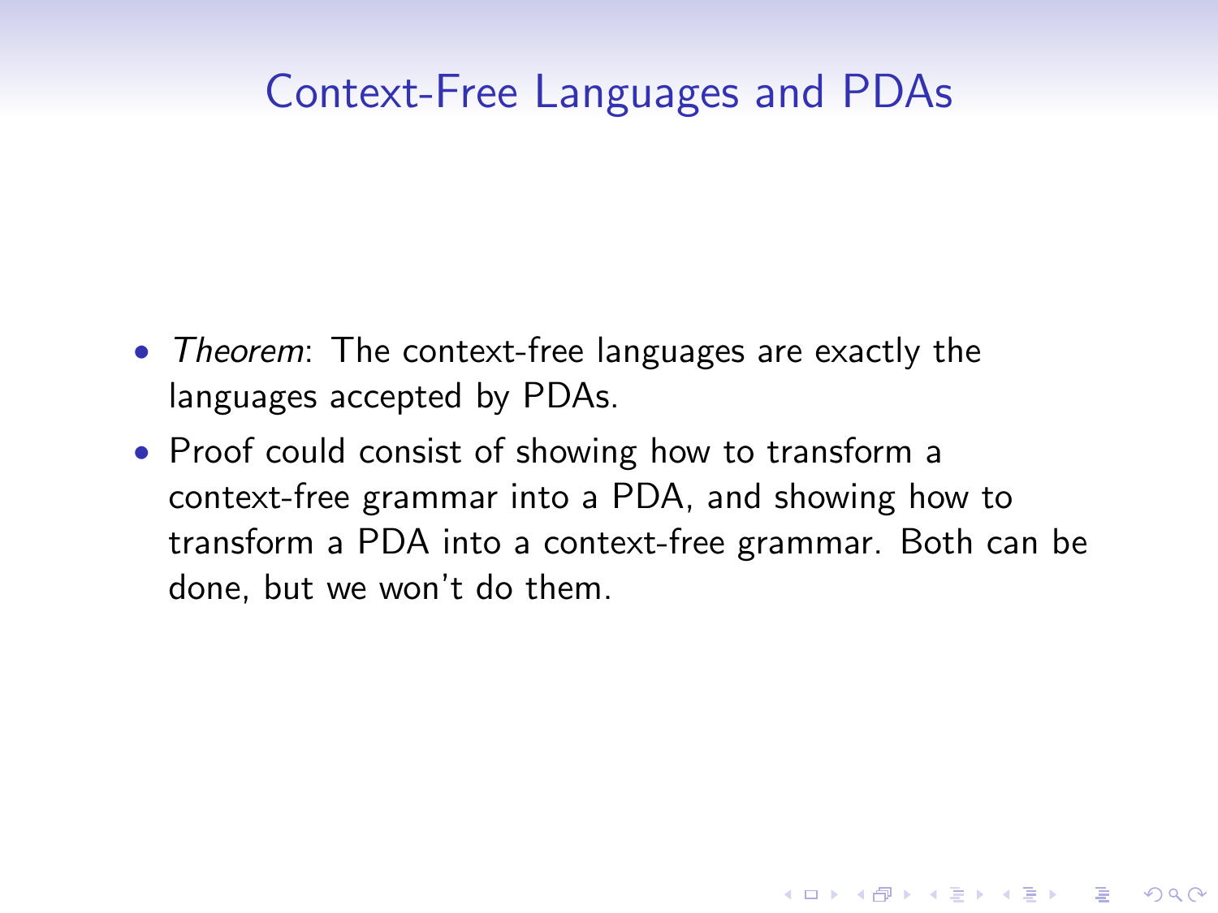# Context-Free Languages and PDAs

- *Theorem*: The context-free languages are exactly the languages accepted by PDAs.
- Proof could consist of showing how to transform a context-free grammar into a PDA, and showing how to transform a PDA into a context-free grammar. Both can be done, but we won't do them.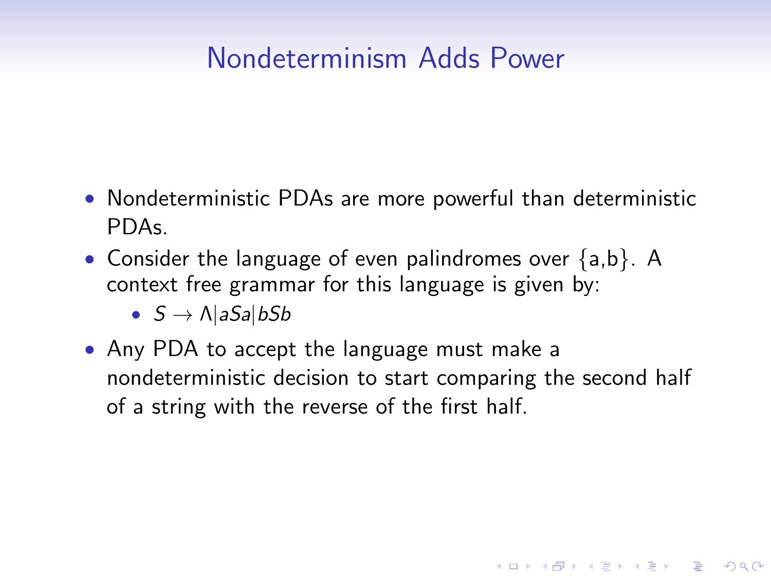# Nondeterminism Adds Power

- Nondeterministic PDAs are more powerful than deterministic PDAs.
- Consider the language of even palindromes over {a,b}. A context free grammar for this language is given by:
  - $S \rightarrow \Lambda | aSa | bSb$
- Any PDA to accept the language must make a nondeterministic decision to start comparing the second half of a string with the reverse of the first half.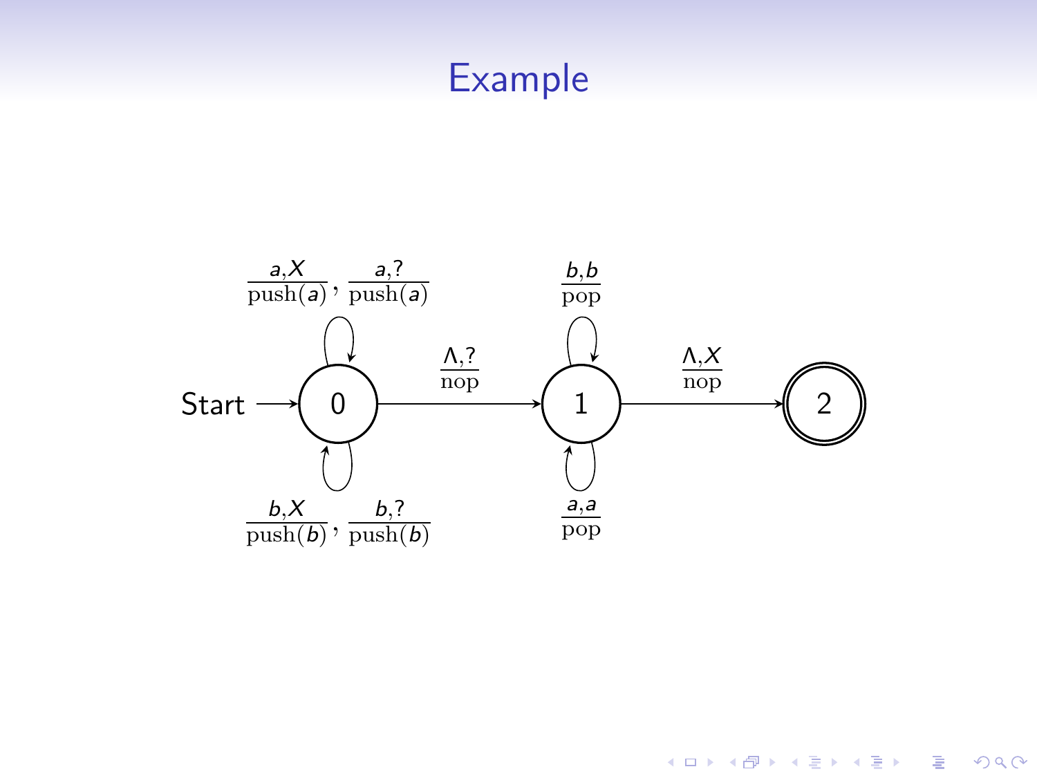# Example

Start

0

1

2

$\frac{a,X}{\text{push}(a)}$, $\frac{a,?}{\text{push}(a)}$

$\frac{b,X}{\text{push}(b)}$, $\frac{b,?}{\text{push}(b)}$

$\frac{\Lambda,?}{\text{nop}}$

$\frac{b,b}{\text{pop}}$

$\frac{a,a}{\text{pop}}$

$\frac{\Lambda,X}{\text{nop}}$